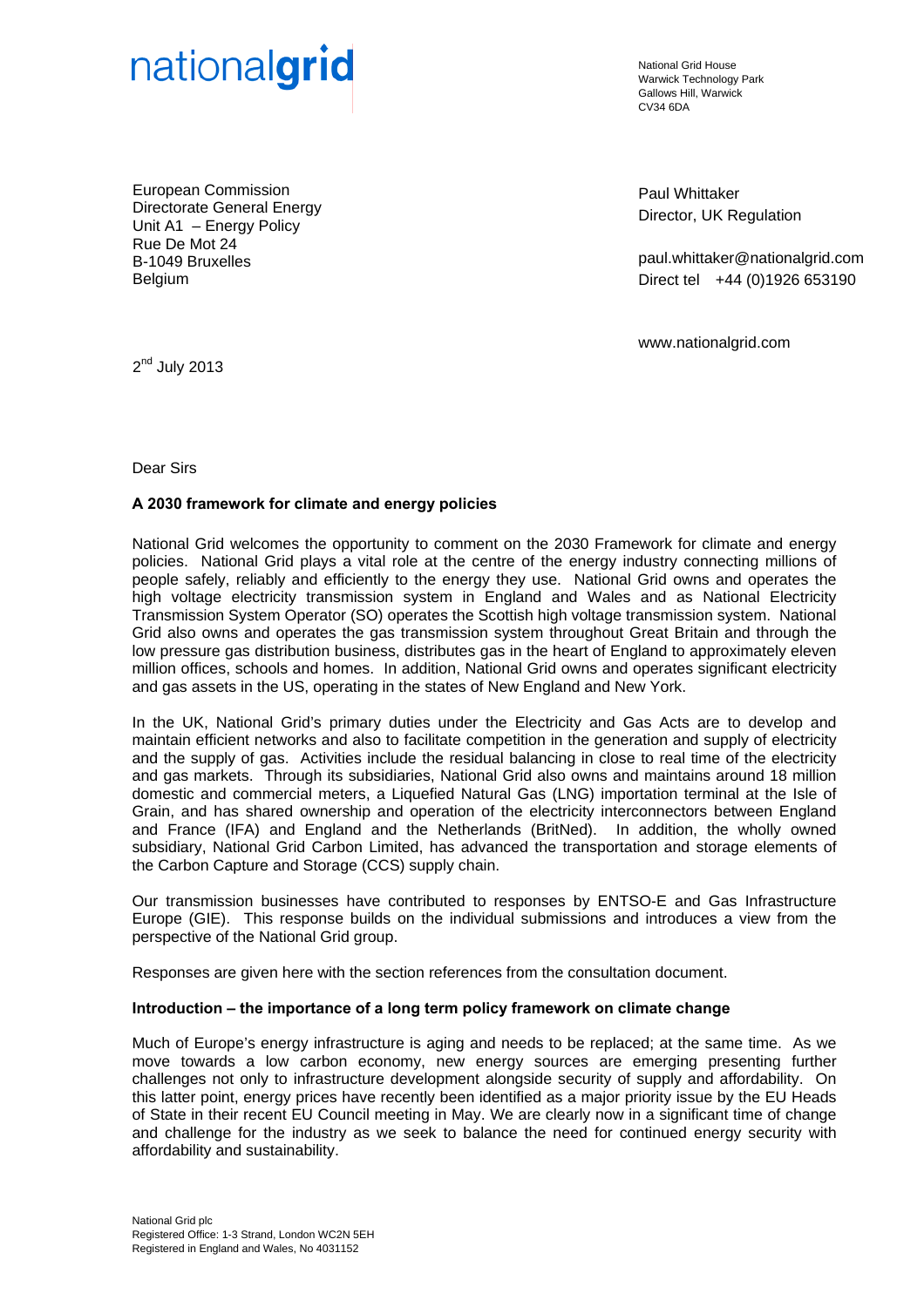nationalgrid

National Grid House
Warwick Technology Park
Gallows Hill, Warwick
CV34 6DA

European Commission
Directorate General Energy
Unit A1 – Energy Policy
Rue De Mot 24
B-1049 Bruxelles
Belgium

Paul Whittaker
Director, UK Regulation

paul.whittaker@nationalgrid.com
Direct tel +44 (0)1926 653190

www.nationalgrid.com

2nd July 2013

Dear Sirs

**A 2030 framework for climate and energy policies**

National Grid welcomes the opportunity to comment on the 2030 Framework for climate and energy policies. National Grid plays a vital role at the centre of the energy industry connecting millions of people safely, reliably and efficiently to the energy they use. National Grid owns and operates the high voltage electricity transmission system in England and Wales and as National Electricity Transmission System Operator (SO) operates the Scottish high voltage transmission system. National Grid also owns and operates the gas transmission system throughout Great Britain and through the low pressure gas distribution business, distributes gas in the heart of England to approximately eleven million offices, schools and homes. In addition, National Grid owns and operates significant electricity and gas assets in the US, operating in the states of New England and New York.

In the UK, National Grid's primary duties under the Electricity and Gas Acts are to develop and maintain efficient networks and also to facilitate competition in the generation and supply of electricity and the supply of gas. Activities include the residual balancing in close to real time of the electricity and gas markets. Through its subsidiaries, National Grid also owns and maintains around 18 million domestic and commercial meters, a Liquefied Natural Gas (LNG) importation terminal at the Isle of Grain, and has shared ownership and operation of the electricity interconnectors between England and France (IFA) and England and the Netherlands (BritNed). In addition, the wholly owned subsidiary, National Grid Carbon Limited, has advanced the transportation and storage elements of the Carbon Capture and Storage (CCS) supply chain.

Our transmission businesses have contributed to responses by ENTSO-E and Gas Infrastructure Europe (GIE). This response builds on the individual submissions and introduces a view from the perspective of the National Grid group.

Responses are given here with the section references from the consultation document.

**Introduction – the importance of a long term policy framework on climate change**

Much of Europe's energy infrastructure is aging and needs to be replaced; at the same time. As we move towards a low carbon economy, new energy sources are emerging presenting further challenges not only to infrastructure development alongside security of supply and affordability. On this latter point, energy prices have recently been identified as a major priority issue by the EU Heads of State in their recent EU Council meeting in May. We are clearly now in a significant time of change and challenge for the industry as we seek to balance the need for continued energy security with affordability and sustainability.

National Grid plc
Registered Office: 1-3 Strand, London WC2N 5EH
Registered in England and Wales, No 4031152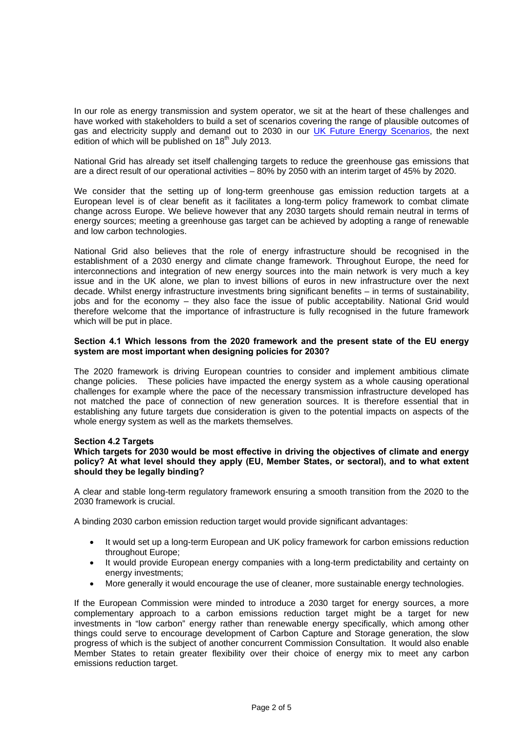In our role as energy transmission and system operator, we sit at the heart of these challenges and have worked with stakeholders to build a set of scenarios covering the range of plausible outcomes of gas and electricity supply and demand out to 2030 in our UK Future Energy Scenarios, the next edition of which will be published on 18th July 2013.

National Grid has already set itself challenging targets to reduce the greenhouse gas emissions that are a direct result of our operational activities – 80% by 2050 with an interim target of 45% by 2020.

We consider that the setting up of long-term greenhouse gas emission reduction targets at a European level is of clear benefit as it facilitates a long-term policy framework to combat climate change across Europe. We believe however that any 2030 targets should remain neutral in terms of energy sources; meeting a greenhouse gas target can be achieved by adopting a range of renewable and low carbon technologies.

National Grid also believes that the role of energy infrastructure should be recognised in the establishment of a 2030 energy and climate change framework. Throughout Europe, the need for interconnections and integration of new energy sources into the main network is very much a key issue and in the UK alone, we plan to invest billions of euros in new infrastructure over the next decade. Whilst energy infrastructure investments bring significant benefits – in terms of sustainability, jobs and for the economy – they also face the issue of public acceptability. National Grid would therefore welcome that the importance of infrastructure is fully recognised in the future framework which will be put in place.

**Section 4.1 Which lessons from the 2020 framework and the present state of the EU energy system are most important when designing policies for 2030?**

The 2020 framework is driving European countries to consider and implement ambitious climate change policies. These policies have impacted the energy system as a whole causing operational challenges for example where the pace of the necessary transmission infrastructure developed has not matched the pace of connection of new generation sources. It is therefore essential that in establishing any future targets due consideration is given to the potential impacts on aspects of the whole energy system as well as the markets themselves.

**Section 4.2 Targets**

**Which targets for 2030 would be most effective in driving the objectives of climate and energy policy? At what level should they apply (EU, Member States, or sectoral), and to what extent should they be legally binding?**

A clear and stable long-term regulatory framework ensuring a smooth transition from the 2020 to the 2030 framework is crucial.

A binding 2030 carbon emission reduction target would provide significant advantages:

- It would set up a long-term European and UK policy framework for carbon emissions reduction throughout Europe;
- It would provide European energy companies with a long-term predictability and certainty on energy investments;
- More generally it would encourage the use of cleaner, more sustainable energy technologies.

If the European Commission were minded to introduce a 2030 target for energy sources, a more complementary approach to a carbon emissions reduction target might be a target for new investments in "low carbon" energy rather than renewable energy specifically, which among other things could serve to encourage development of Carbon Capture and Storage generation, the slow progress of which is the subject of another concurrent Commission Consultation. It would also enable Member States to retain greater flexibility over their choice of energy mix to meet any carbon emissions reduction target.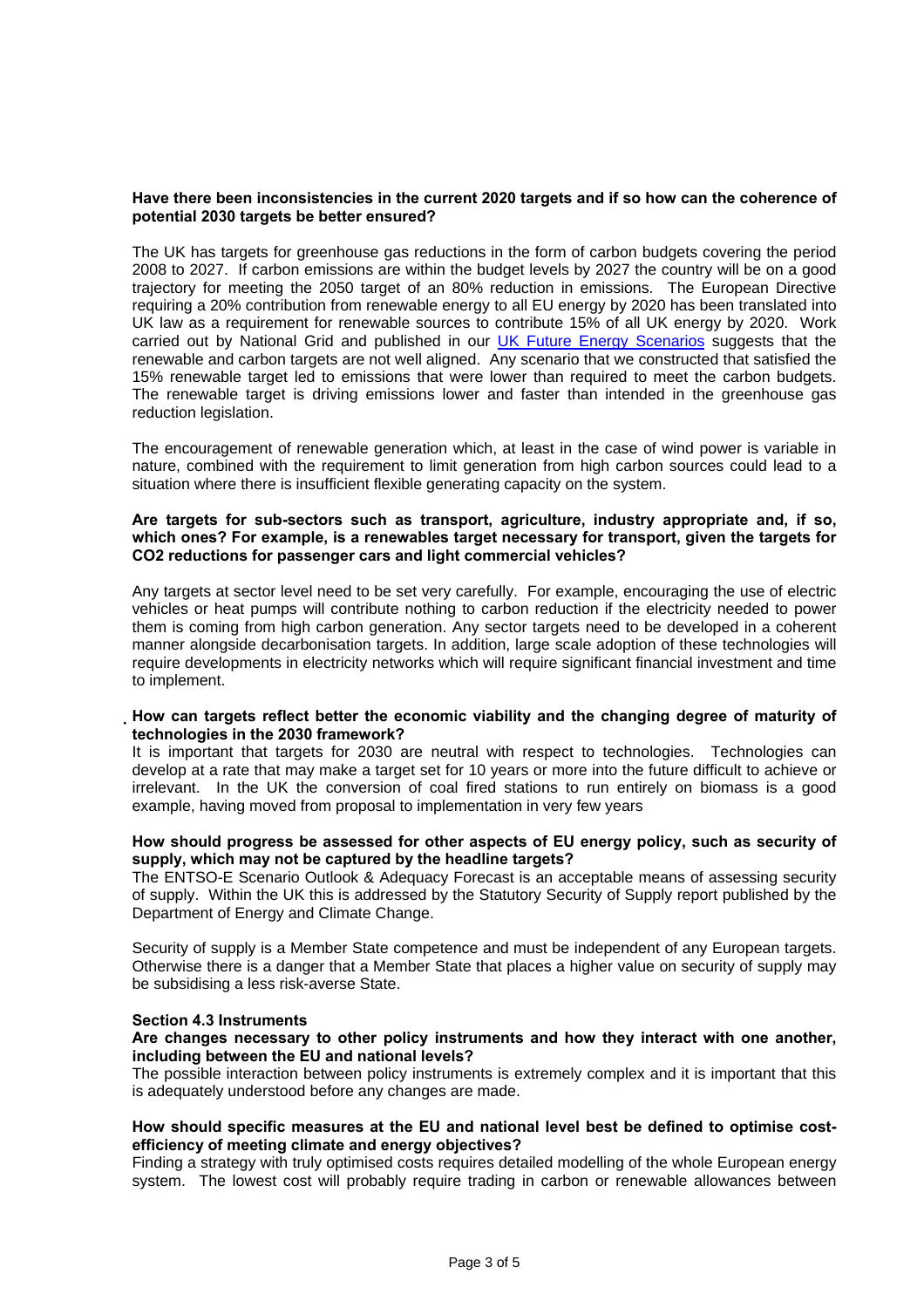**Have there been inconsistencies in the current 2020 targets and if so how can the coherence of potential 2030 targets be better ensured?**

The UK has targets for greenhouse gas reductions in the form of carbon budgets covering the period 2008 to 2027. If carbon emissions are within the budget levels by 2027 the country will be on a good trajectory for meeting the 2050 target of an 80% reduction in emissions. The European Directive requiring a 20% contribution from renewable energy to all EU energy by 2020 has been translated into UK law as a requirement for renewable sources to contribute 15% of all UK energy by 2020. Work carried out by National Grid and published in our UK Future Energy Scenarios suggests that the renewable and carbon targets are not well aligned. Any scenario that we constructed that satisfied the 15% renewable target led to emissions that were lower than required to meet the carbon budgets. The renewable target is driving emissions lower and faster than intended in the greenhouse gas reduction legislation.

The encouragement of renewable generation which, at least in the case of wind power is variable in nature, combined with the requirement to limit generation from high carbon sources could lead to a situation where there is insufficient flexible generating capacity on the system.

**Are targets for sub-sectors such as transport, agriculture, industry appropriate and, if so, which ones? For example, is a renewables target necessary for transport, given the targets for CO2 reductions for passenger cars and light commercial vehicles?**

Any targets at sector level need to be set very carefully. For example, encouraging the use of electric vehicles or heat pumps will contribute nothing to carbon reduction if the electricity needed to power them is coming from high carbon generation. Any sector targets need to be developed in a coherent manner alongside decarbonisation targets. In addition, large scale adoption of these technologies will require developments in electricity networks which will require significant financial investment and time to implement.

**How can targets reflect better the economic viability and the changing degree of maturity of technologies in the 2030 framework?**

It is important that targets for 2030 are neutral with respect to technologies. Technologies can develop at a rate that may make a target set for 10 years or more into the future difficult to achieve or irrelevant. In the UK the conversion of coal fired stations to run entirely on biomass is a good example, having moved from proposal to implementation in very few years

**How should progress be assessed for other aspects of EU energy policy, such as security of supply, which may not be captured by the headline targets?**

The ENTSO-E Scenario Outlook & Adequacy Forecast is an acceptable means of assessing security of supply. Within the UK this is addressed by the Statutory Security of Supply report published by the Department of Energy and Climate Change.

Security of supply is a Member State competence and must be independent of any European targets. Otherwise there is a danger that a Member State that places a higher value on security of supply may be subsidising a less risk-averse State.

**Section 4.3 Instruments**

**Are changes necessary to other policy instruments and how they interact with one another, including between the EU and national levels?**

The possible interaction between policy instruments is extremely complex and it is important that this is adequately understood before any changes are made.

**How should specific measures at the EU and national level best be defined to optimise cost-efficiency of meeting climate and energy objectives?**

Finding a strategy with truly optimised costs requires detailed modelling of the whole European energy system. The lowest cost will probably require trading in carbon or renewable allowances between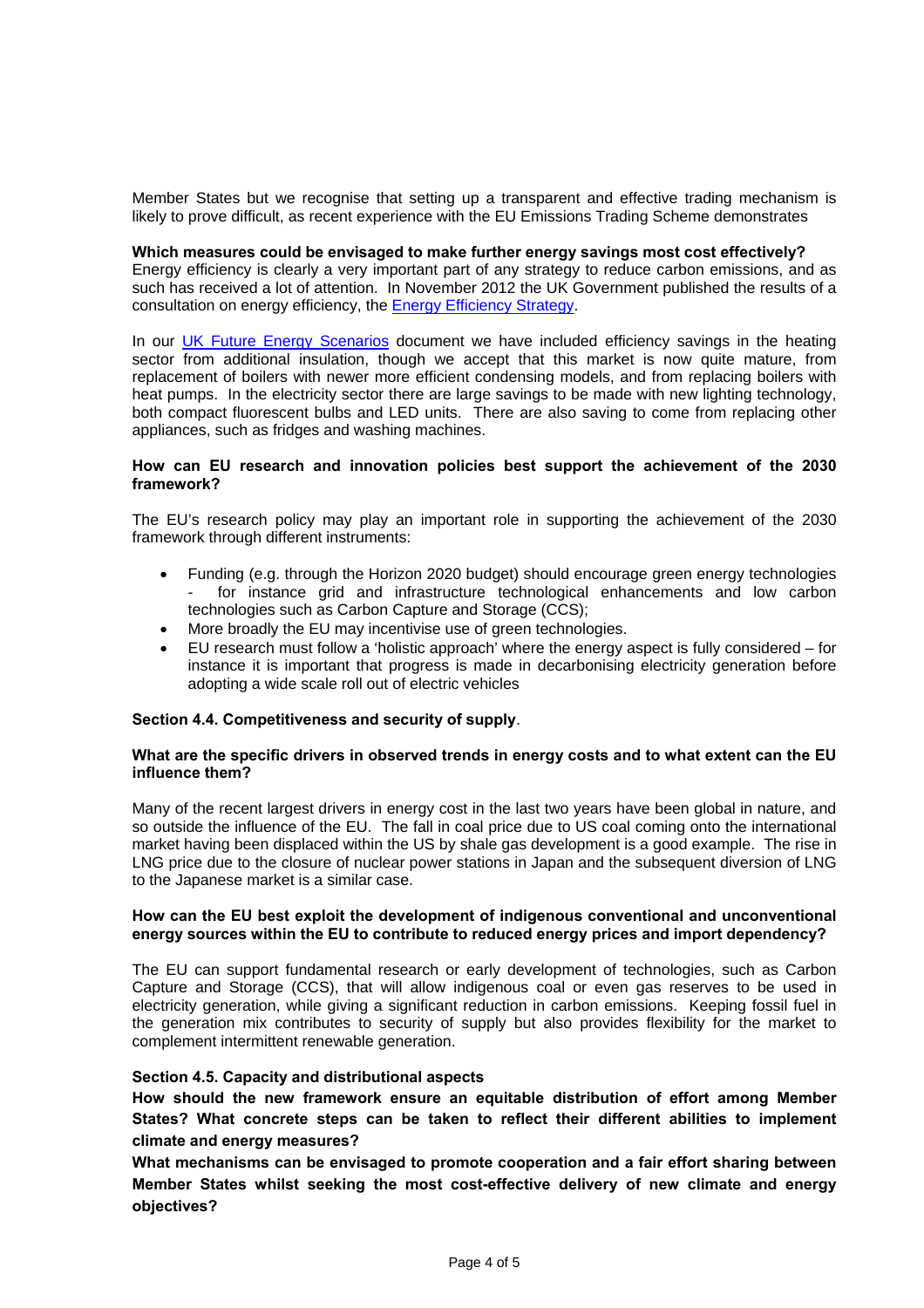Member States but we recognise that setting up a transparent and effective trading mechanism is likely to prove difficult, as recent experience with the EU Emissions Trading Scheme demonstrates

**Which measures could be envisaged to make further energy savings most cost effectively?**
Energy efficiency is clearly a very important part of any strategy to reduce carbon emissions, and as such has received a lot of attention. In November 2012 the UK Government published the results of a consultation on energy efficiency, the Energy Efficiency Strategy.

In our UK Future Energy Scenarios document we have included efficiency savings in the heating sector from additional insulation, though we accept that this market is now quite mature, from replacement of boilers with newer more efficient condensing models, and from replacing boilers with heat pumps. In the electricity sector there are large savings to be made with new lighting technology, both compact fluorescent bulbs and LED units. There are also saving to come from replacing other appliances, such as fridges and washing machines.

**How can EU research and innovation policies best support the achievement of the 2030 framework?**

The EU's research policy may play an important role in supporting the achievement of the 2030 framework through different instruments:

- Funding (e.g. through the Horizon 2020 budget) should encourage green energy technologies - for instance grid and infrastructure technological enhancements and low carbon technologies such as Carbon Capture and Storage (CCS);
- More broadly the EU may incentivise use of green technologies.
- EU research must follow a 'holistic approach' where the energy aspect is fully considered – for instance it is important that progress is made in decarbonising electricity generation before adopting a wide scale roll out of electric vehicles

**Section 4.4. Competitiveness and security of supply**.

**What are the specific drivers in observed trends in energy costs and to what extent can the EU influence them?**

Many of the recent largest drivers in energy cost in the last two years have been global in nature, and so outside the influence of the EU. The fall in coal price due to US coal coming onto the international market having been displaced within the US by shale gas development is a good example. The rise in LNG price due to the closure of nuclear power stations in Japan and the subsequent diversion of LNG to the Japanese market is a similar case.

**How can the EU best exploit the development of indigenous conventional and unconventional energy sources within the EU to contribute to reduced energy prices and import dependency?**

The EU can support fundamental research or early development of technologies, such as Carbon Capture and Storage (CCS), that will allow indigenous coal or even gas reserves to be used in electricity generation, while giving a significant reduction in carbon emissions. Keeping fossil fuel in the generation mix contributes to security of supply but also provides flexibility for the market to complement intermittent renewable generation.

**Section 4.5. Capacity and distributional aspects**

**How should the new framework ensure an equitable distribution of effort among Member States? What concrete steps can be taken to reflect their different abilities to implement climate and energy measures?**

**What mechanisms can be envisaged to promote cooperation and a fair effort sharing between Member States whilst seeking the most cost-effective delivery of new climate and energy objectives?**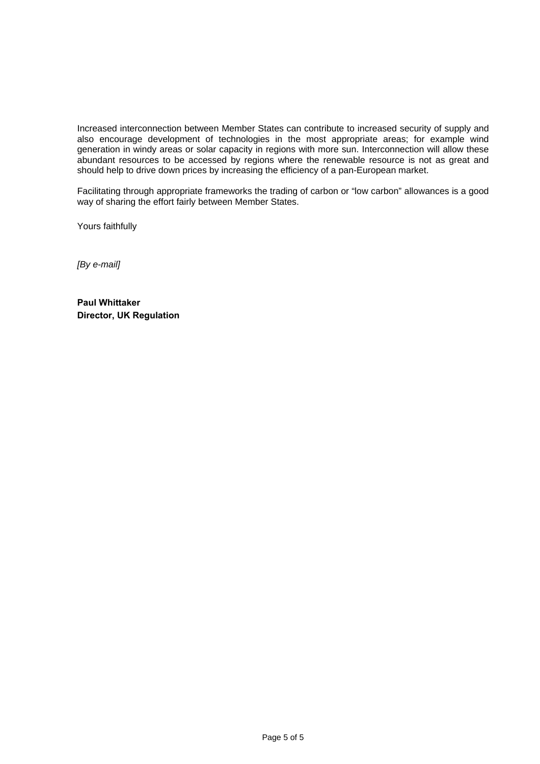Increased interconnection between Member States can contribute to increased security of supply and also encourage development of technologies in the most appropriate areas; for example wind generation in windy areas or solar capacity in regions with more sun. Interconnection will allow these abundant resources to be accessed by regions where the renewable resource is not as great and should help to drive down prices by increasing the efficiency of a pan-European market.

Facilitating through appropriate frameworks the trading of carbon or "low carbon" allowances is a good way of sharing the effort fairly between Member States.

Yours faithfully

*[By e-mail]*

**Paul Whittaker**
**Director, UK Regulation**